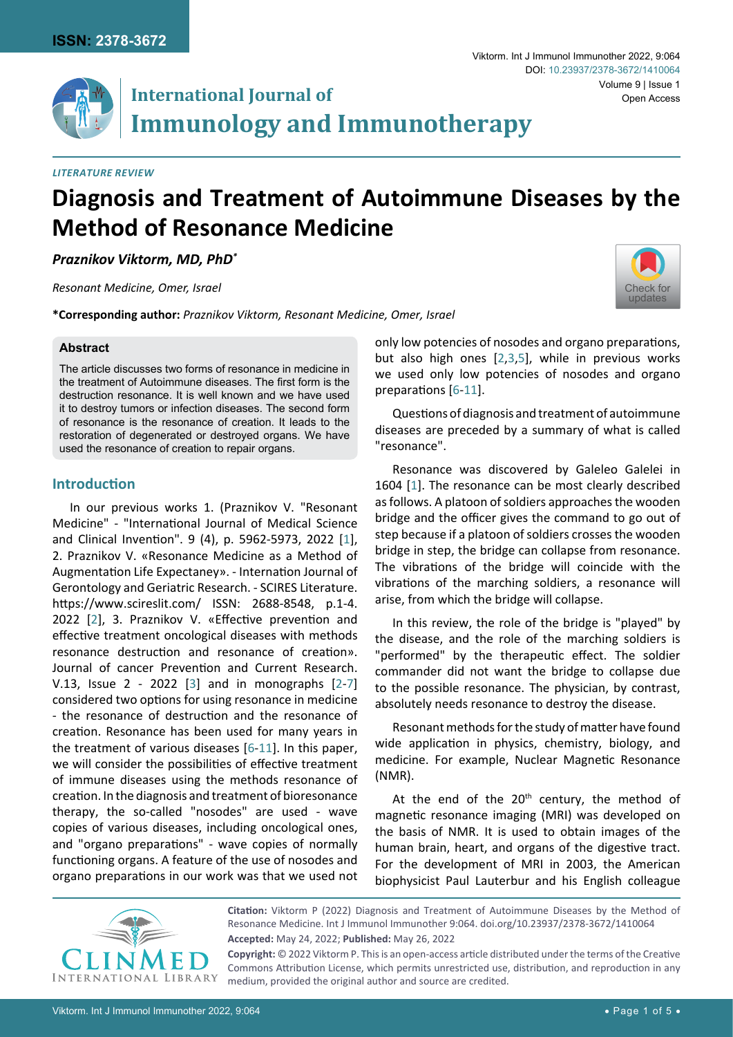*LITERATURE REVIEW*

# Diagnosis and Treatment of Autoimmune Diseases by the Method of Resonance Medicine

***Praznikov Viktorm, MD, PhD****

*Resonant Medicine, Omer, Israel*

**\*Corresponding author:** *Praznikov Viktorm, Resonant Medicine, Omer, Israel*

### Abstract

The article discusses two forms of resonance in medicine in the treatment of Autoimmune diseases. The first form is the destruction resonance. It is well known and we have used it to destroy tumors or infection diseases. The second form of resonance is the resonance of creation. It leads to the restoration of degenerated or destroyed organs. We have used the resonance of creation to repair organs.

## Introduction

In our previous works 1. (Praznikov V. "Resonant Medicine" - "International Journal of Medical Science and Clinical Invention". 9 (4), p. 5962-5973, 2022 [1], 2. Praznikov V. «Resonance Medicine as a Method of Augmentation Life Expectaney». - Internation Journal of Gerontology and Geriatric Research. - SCIRES Literature. https://www.scireslit.com/ ISSN: 2688-8548, p.1-4. 2022 [2], 3. Praznikov V. «Effective prevention and effective treatment oncological diseases with methods resonance destruction and resonance of creation». Journal of cancer Prevention and Current Research. V.13, Issue 2 - 2022 [3] and in monographs [2-7] considered two options for using resonance in medicine - the resonance of destruction and the resonance of creation. Resonance has been used for many years in the treatment of various diseases [6-11]. In this paper, we will consider the possibilities of effective treatment of immune diseases using the methods resonance of creation. In the diagnosis and treatment of bioresonance therapy, the so-called "nosodes" are used - wave copies of various diseases, including oncological ones, and "organo preparations" - wave copies of normally functioning organs. A feature of the use of nosodes and organo preparations in our work was that we used not only low potencies of nosodes and organo preparations, but also high ones [2,3,5], while in previous works we used only low potencies of nosodes and organo preparations [6-11].

Questions of diagnosis and treatment of autoimmune diseases are preceded by a summary of what is called "resonance".

Resonance was discovered by Galeleo Galelei in 1604 [1]. The resonance can be most clearly described as follows. A platoon of soldiers approaches the wooden bridge and the officer gives the command to go out of step because if a platoon of soldiers crosses the wooden bridge in step, the bridge can collapse from resonance. The vibrations of the bridge will coincide with the vibrations of the marching soldiers, a resonance will arise, from which the bridge will collapse.

In this review, the role of the bridge is "played" by the disease, and the role of the marching soldiers is "performed" by the therapeutic effect. The soldier commander did not want the bridge to collapse due to the possible resonance. The physician, by contrast, absolutely needs resonance to destroy the disease.

Resonant methods for the study of matter have found wide application in physics, chemistry, biology, and medicine. For example, Nuclear Magnetic Resonance (NMR).

At the end of the 20th century, the method of magnetic resonance imaging (MRI) was developed on the basis of NMR. It is used to obtain images of the human brain, heart, and organs of the digestive tract. For the development of MRI in 2003, the American biophysicist Paul Lauterbur and his English colleague

**Citation:** Viktorm P (2022) Diagnosis and Treatment of Autoimmune Diseases by the Method of Resonance Medicine. Int J Immunol Immunother 9:064. doi.org/10.23937/2378-3672/1410064

**Accepted:** May 24, 2022; **Published:** May 26, 2022

**Copyright:** © 2022 Viktorm P. This is an open-access article distributed under the terms of the Creative Commons Attribution License, which permits unrestricted use, distribution, and reproduction in any medium, provided the original author and source are credited.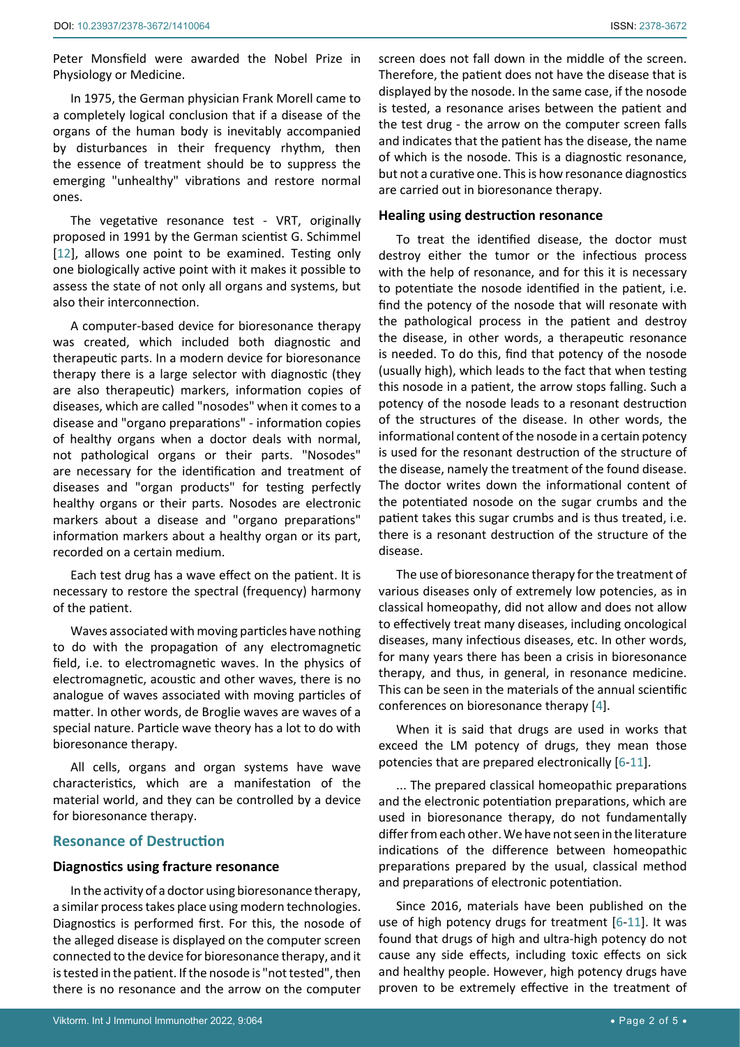Peter Monsfield were awarded the Nobel Prize in Physiology or Medicine.

In 1975, the German physician Frank Morell came to a completely logical conclusion that if a disease of the organs of the human body is inevitably accompanied by disturbances in their frequency rhythm, then the essence of treatment should be to suppress the emerging "unhealthy" vibrations and restore normal ones.

The vegetative resonance test - VRT, originally proposed in 1991 by the German scientist G. Schimmel [12], allows one point to be examined. Testing only one biologically active point with it makes it possible to assess the state of not only all organs and systems, but also their interconnection.

A computer-based device for bioresonance therapy was created, which included both diagnostic and therapeutic parts. In a modern device for bioresonance therapy there is a large selector with diagnostic (they are also therapeutic) markers, information copies of diseases, which are called "nosodes" when it comes to a disease and "organo preparations" - information copies of healthy organs when a doctor deals with normal, not pathological organs or their parts. "Nosodes" are necessary for the identification and treatment of diseases and "organ products" for testing perfectly healthy organs or their parts. Nosodes are electronic markers about a disease and "organo preparations" information markers about a healthy organ or its part, recorded on a certain medium.

Each test drug has a wave effect on the patient. It is necessary to restore the spectral (frequency) harmony of the patient.

Waves associated with moving particles have nothing to do with the propagation of any electromagnetic field, i.e. to electromagnetic waves. In the physics of electromagnetic, acoustic and other waves, there is no analogue of waves associated with moving particles of matter. In other words, de Broglie waves are waves of a special nature. Particle wave theory has a lot to do with bioresonance therapy.

All cells, organs and organ systems have wave characteristics, which are a manifestation of the material world, and they can be controlled by a device for bioresonance therapy.

## Resonance of Destruction

### Diagnostics using fracture resonance

In the activity of a doctor using bioresonance therapy, a similar process takes place using modern technologies. Diagnostics is performed first. For this, the nosode of the alleged disease is displayed on the computer screen connected to the device for bioresonance therapy, and it is tested in the patient. If the nosode is "not tested", then there is no resonance and the arrow on the computer screen does not fall down in the middle of the screen. Therefore, the patient does not have the disease that is displayed by the nosode. In the same case, if the nosode is tested, a resonance arises between the patient and the test drug - the arrow on the computer screen falls and indicates that the patient has the disease, the name of which is the nosode. This is a diagnostic resonance, but not a curative one. This is how resonance diagnostics are carried out in bioresonance therapy.

### Healing using destruction resonance

To treat the identified disease, the doctor must destroy either the tumor or the infectious process with the help of resonance, and for this it is necessary to potentiate the nosode identified in the patient, i.e. find the potency of the nosode that will resonate with the pathological process in the patient and destroy the disease, in other words, a therapeutic resonance is needed. To do this, find that potency of the nosode (usually high), which leads to the fact that when testing this nosode in a patient, the arrow stops falling. Such a potency of the nosode leads to a resonant destruction of the structures of the disease. In other words, the informational content of the nosode in a certain potency is used for the resonant destruction of the structure of the disease, namely the treatment of the found disease. The doctor writes down the informational content of the potentiated nosode on the sugar crumbs and the patient takes this sugar crumbs and is thus treated, i.e. there is a resonant destruction of the structure of the disease.

The use of bioresonance therapy for the treatment of various diseases only of extremely low potencies, as in classical homeopathy, did not allow and does not allow to effectively treat many diseases, including oncological diseases, many infectious diseases, etc. In other words, for many years there has been a crisis in bioresonance therapy, and thus, in general, in resonance medicine. This can be seen in the materials of the annual scientific conferences on bioresonance therapy [4].

When it is said that drugs are used in works that exceed the LM potency of drugs, they mean those potencies that are prepared electronically [6-11].

... The prepared classical homeopathic preparations and the electronic potentiation preparations, which are used in bioresonance therapy, do not fundamentally differ from each other. We have not seen in the literature indications of the difference between homeopathic preparations prepared by the usual, classical method and preparations of electronic potentiation.

Since 2016, materials have been published on the use of high potency drugs for treatment [6-11]. It was found that drugs of high and ultra-high potency do not cause any side effects, including toxic effects on sick and healthy people. However, high potency drugs have proven to be extremely effective in the treatment of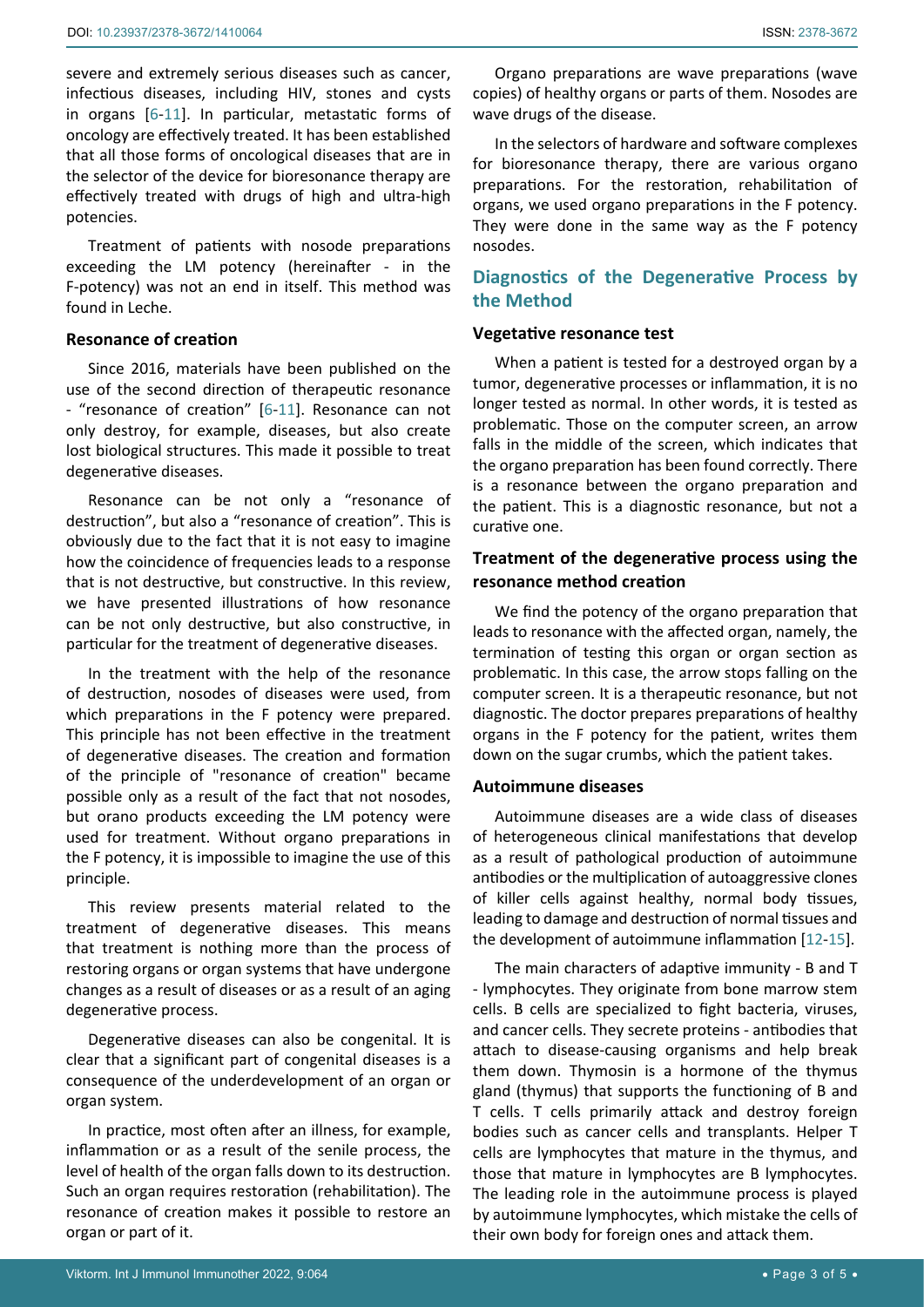severe and extremely serious diseases such as cancer, infectious diseases, including HIV, stones and cysts in organs [6-11]. In particular, metastatic forms of oncology are effectively treated. It has been established that all those forms of oncological diseases that are in the selector of the device for bioresonance therapy are effectively treated with drugs of high and ultra-high potencies.

Treatment of patients with nosode preparations exceeding the LM potency (hereinafter - in the F-potency) was not an end in itself. This method was found in Leche.

### Resonance of creation

Since 2016, materials have been published on the use of the second direction of therapeutic resonance - "resonance of creation" [6-11]. Resonance can not only destroy, for example, diseases, but also create lost biological structures. This made it possible to treat degenerative diseases.

Resonance can be not only a "resonance of destruction", but also a "resonance of creation". This is obviously due to the fact that it is not easy to imagine how the coincidence of frequencies leads to a response that is not destructive, but constructive. In this review, we have presented illustrations of how resonance can be not only destructive, but also constructive, in particular for the treatment of degenerative diseases.

In the treatment with the help of the resonance of destruction, nosodes of diseases were used, from which preparations in the F potency were prepared. This principle has not been effective in the treatment of degenerative diseases. The creation and formation of the principle of "resonance of creation" became possible only as a result of the fact that not nosodes, but orano products exceeding the LM potency were used for treatment. Without organo preparations in the F potency, it is impossible to imagine the use of this principle.

This review presents material related to the treatment of degenerative diseases. This means that treatment is nothing more than the process of restoring organs or organ systems that have undergone changes as a result of diseases or as a result of an aging degenerative process.

Degenerative diseases can also be congenital. It is clear that a significant part of congenital diseases is a consequence of the underdevelopment of an organ or organ system.

In practice, most often after an illness, for example, inflammation or as a result of the senile process, the level of health of the organ falls down to its destruction. Such an organ requires restoration (rehabilitation). The resonance of creation makes it possible to restore an organ or part of it.

Organo preparations are wave preparations (wave copies) of healthy organs or parts of them. Nosodes are wave drugs of the disease.

In the selectors of hardware and software complexes for bioresonance therapy, there are various organo preparations. For the restoration, rehabilitation of organs, we used organo preparations in the F potency. They were done in the same way as the F potency nosodes.

## Diagnostics of the Degenerative Process by the Method

### Vegetative resonance test

When a patient is tested for a destroyed organ by a tumor, degenerative processes or inflammation, it is no longer tested as normal. In other words, it is tested as problematic. Those on the computer screen, an arrow falls in the middle of the screen, which indicates that the organo preparation has been found correctly. There is a resonance between the organo preparation and the patient. This is a diagnostic resonance, but not a curative one.

### Treatment of the degenerative process using the resonance method creation

We find the potency of the organo preparation that leads to resonance with the affected organ, namely, the termination of testing this organ or organ section as problematic. In this case, the arrow stops falling on the computer screen. It is a therapeutic resonance, but not diagnostic. The doctor prepares preparations of healthy organs in the F potency for the patient, writes them down on the sugar crumbs, which the patient takes.

### Autoimmune diseases

Autoimmune diseases are a wide class of diseases of heterogeneous clinical manifestations that develop as a result of pathological production of autoimmune antibodies or the multiplication of autoaggressive clones of killer cells against healthy, normal body tissues, leading to damage and destruction of normal tissues and the development of autoimmune inflammation [12-15].

The main characters of adaptive immunity - B and T - lymphocytes. They originate from bone marrow stem cells. B cells are specialized to fight bacteria, viruses, and cancer cells. They secrete proteins - antibodies that attach to disease-causing organisms and help break them down. Thymosin is a hormone of the thymus gland (thymus) that supports the functioning of B and T cells. T cells primarily attack and destroy foreign bodies such as cancer cells and transplants. Helper T cells are lymphocytes that mature in the thymus, and those that mature in lymphocytes are B lymphocytes. The leading role in the autoimmune process is played by autoimmune lymphocytes, which mistake the cells of their own body for foreign ones and attack them.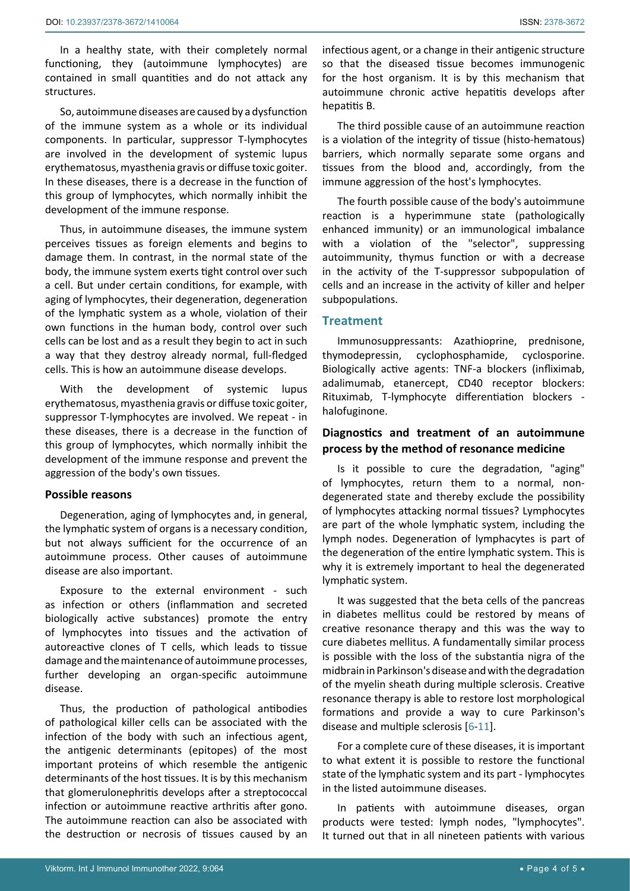In a healthy state, with their completely normal functioning, they (autoimmune lymphocytes) are contained in small quantities and do not attack any structures.

So, autoimmune diseases are caused by a dysfunction of the immune system as a whole or its individual components. In particular, suppressor T-lymphocytes are involved in the development of systemic lupus erythematosus, myasthenia gravis or diffuse toxic goiter. In these diseases, there is a decrease in the function of this group of lymphocytes, which normally inhibit the development of the immune response.

Thus, in autoimmune diseases, the immune system perceives tissues as foreign elements and begins to damage them. In contrast, in the normal state of the body, the immune system exerts tight control over such a cell. But under certain conditions, for example, with aging of lymphocytes, their degeneration, degeneration of the lymphatic system as a whole, violation of their own functions in the human body, control over such cells can be lost and as a result they begin to act in such a way that they destroy already normal, full-fledged cells. This is how an autoimmune disease develops.

With the development of systemic lupus erythematosus, myasthenia gravis or diffuse toxic goiter, suppressor T-lymphocytes are involved. We repeat - in these diseases, there is a decrease in the function of this group of lymphocytes, which normally inhibit the development of the immune response and prevent the aggression of the body's own tissues.

### Possible reasons

Degeneration, aging of lymphocytes and, in general, the lymphatic system of organs is a necessary condition, but not always sufficient for the occurrence of an autoimmune process. Other causes of autoimmune disease are also important.

Exposure to the external environment - such as infection or others (inflammation and secreted biologically active substances) promote the entry of lymphocytes into tissues and the activation of autoreactive clones of T cells, which leads to tissue damage and the maintenance of autoimmune processes, further developing an organ-specific autoimmune disease.

Thus, the production of pathological antibodies of pathological killer cells can be associated with the infection of the body with such an infectious agent, the antigenic determinants (epitopes) of the most important proteins of which resemble the antigenic determinants of the host tissues. It is by this mechanism that glomerulonephritis develops after a streptococcal infection or autoimmune reactive arthritis after gono. The autoimmune reaction can also be associated with the destruction or necrosis of tissues caused by an infectious agent, or a change in their antigenic structure so that the diseased tissue becomes immunogenic for the host organism. It is by this mechanism that autoimmune chronic active hepatitis develops after hepatitis B.

The third possible cause of an autoimmune reaction is a violation of the integrity of tissue (histo-hematous) barriers, which normally separate some organs and tissues from the blood and, accordingly, from the immune aggression of the host's lymphocytes.

The fourth possible cause of the body's autoimmune reaction is a hyperimmune state (pathologically enhanced immunity) or an immunological imbalance with a violation of the "selector", suppressing autoimmunity, thymus function or with a decrease in the activity of the T-suppressor subpopulation of cells and an increase in the activity of killer and helper subpopulations.

## Treatment

Immunosuppressants: Azathioprine, prednisone, thymodepressin, cyclophosphamide, cyclosporine. Biologically active agents: TNF-a blockers (infliximab, adalimumab, etanercept, CD40 receptor blockers: Rituximab, T-lymphocyte differentiation blockers - halofuginone.

### Diagnostics and treatment of an autoimmune process by the method of resonance medicine

Is it possible to cure the degradation, "aging" of lymphocytes, return them to a normal, non-degenerated state and thereby exclude the possibility of lymphocytes attacking normal tissues? Lymphocytes are part of the whole lymphatic system, including the lymph nodes. Degeneration of lymphacytes is part of the degeneration of the entire lymphatic system. This is why it is extremely important to heal the degenerated lymphatic system.

It was suggested that the beta cells of the pancreas in diabetes mellitus could be restored by means of creative resonance therapy and this was the way to cure diabetes mellitus. A fundamentally similar process is possible with the loss of the substantia nigra of the midbrain in Parkinson's disease and with the degradation of the myelin sheath during multiple sclerosis. Creative resonance therapy is able to restore lost morphological formations and provide a way to cure Parkinson's disease and multiple sclerosis [6-11].

For a complete cure of these diseases, it is important to what extent it is possible to restore the functional state of the lymphatic system and its part - lymphocytes in the listed autoimmune diseases.

In patients with autoimmune diseases, organ products were tested: lymph nodes, "lymphocytes". It turned out that in all nineteen patients with various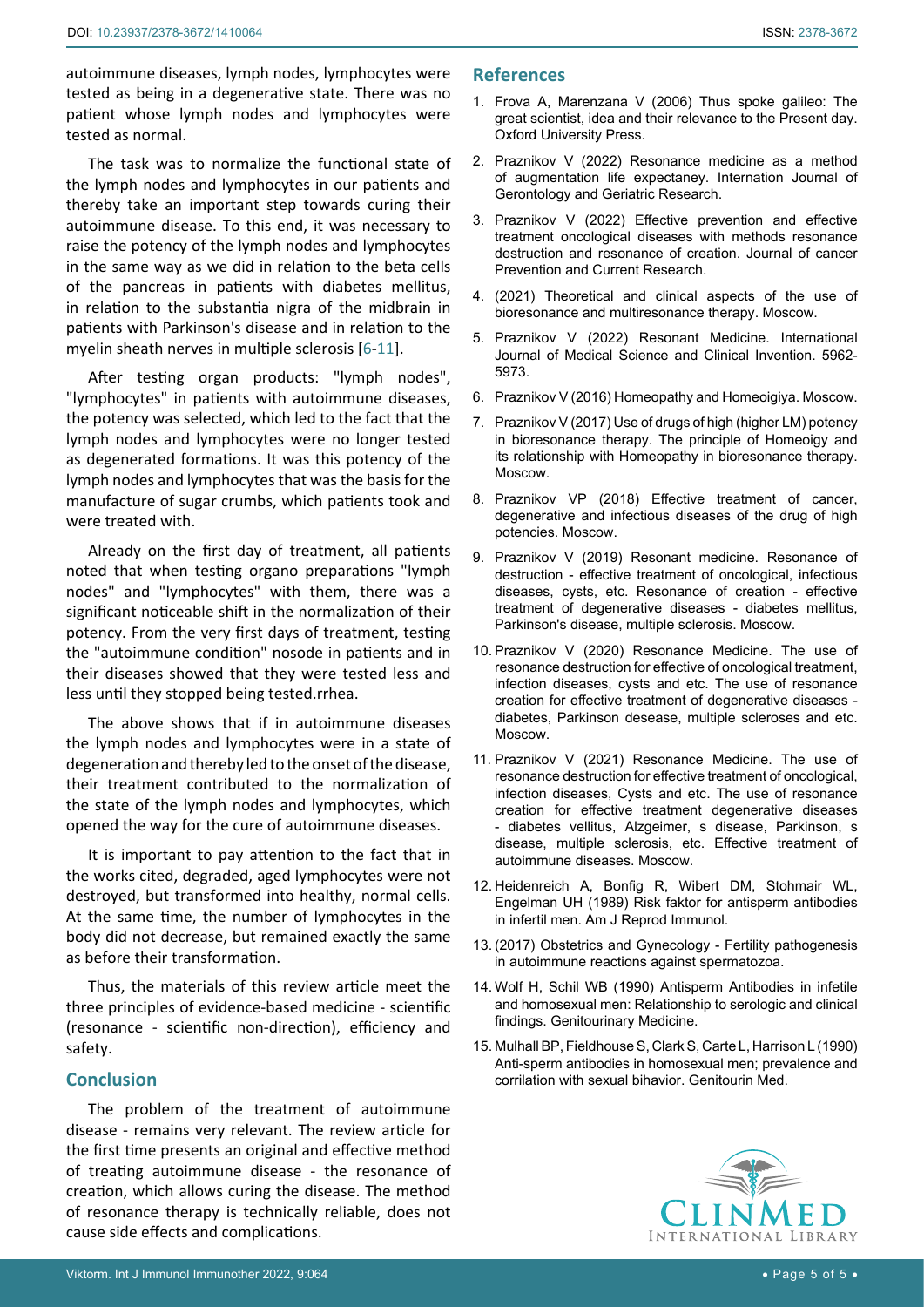autoimmune diseases, lymph nodes, lymphocytes were tested as being in a degenerative state. There was no patient whose lymph nodes and lymphocytes were tested as normal.

The task was to normalize the functional state of the lymph nodes and lymphocytes in our patients and thereby take an important step towards curing their autoimmune disease. To this end, it was necessary to raise the potency of the lymph nodes and lymphocytes in the same way as we did in relation to the beta cells of the pancreas in patients with diabetes mellitus, in relation to the substantia nigra of the midbrain in patients with Parkinson's disease and in relation to the myelin sheath nerves in multiple sclerosis [6-11].

After testing organ products: "lymph nodes", "lymphocytes" in patients with autoimmune diseases, the potency was selected, which led to the fact that the lymph nodes and lymphocytes were no longer tested as degenerated formations. It was this potency of the lymph nodes and lymphocytes that was the basis for the manufacture of sugar crumbs, which patients took and were treated with.

Already on the first day of treatment, all patients noted that when testing organo preparations "lymph nodes" and "lymphocytes" with them, there was a significant noticeable shift in the normalization of their potency. From the very first days of treatment, testing the "autoimmune condition" nosode in patients and in their diseases showed that they were tested less and less until they stopped being tested.rrhea.

The above shows that if in autoimmune diseases the lymph nodes and lymphocytes were in a state of degeneration and thereby led to the onset of the disease, their treatment contributed to the normalization of the state of the lymph nodes and lymphocytes, which opened the way for the cure of autoimmune diseases.

It is important to pay attention to the fact that in the works cited, degraded, aged lymphocytes were not destroyed, but transformed into healthy, normal cells. At the same time, the number of lymphocytes in the body did not decrease, but remained exactly the same as before their transformation.

Thus, the materials of this review article meet the three principles of evidence-based medicine - scientific (resonance - scientific non-direction), efficiency and safety.

## Conclusion

The problem of the treatment of autoimmune disease - remains very relevant. The review article for the first time presents an original and effective method of treating autoimmune disease - the resonance of creation, which allows curing the disease. The method of resonance therapy is technically reliable, does not cause side effects and complications.

## References

1. Frova A, Marenzana V (2006) Thus spoke galileo: The great scientist, idea and their relevance to the Present day. Oxford University Press.
2. Praznikov V (2022) Resonance medicine as a method of augmentation life expectaney. Internation Journal of Gerontology and Geriatric Research.
3. Praznikov V (2022) Effective prevention and effective treatment oncological diseases with methods resonance destruction and resonance of creation. Journal of cancer Prevention and Current Research.
4. (2021) Theoretical and clinical aspects of the use of bioresonance and multiresonance therapy. Moscow.
5. Praznikov V (2022) Resonant Medicine. International Journal of Medical Science and Clinical Invention. 5962-5973.
6. Praznikov V (2016) Homeopathy and Homeoigiya. Moscow.
7. Praznikov V (2017) Use of drugs of high (higher LM) potency in bioresonance therapy. The principle of Homeoigy and its relationship with Homeopathy in bioresonance therapy. Moscow.
8. Praznikov VP (2018) Effective treatment of cancer, degenerative and infectious diseases of the drug of high potencies. Moscow.
9. Praznikov V (2019) Resonant medicine. Resonance of destruction - effective treatment of oncological, infectious diseases, cysts, etc. Resonance of creation - effective treatment of degenerative diseases - diabetes mellitus, Parkinson's disease, multiple sclerosis. Moscow.
10. Praznikov V (2020) Resonance Medicine. The use of resonance destruction for effective of oncological treatment, infection diseases, cysts and etc. The use of resonance creation for effective treatment of degenerative diseases - diabetes, Parkinson desease, multiple scleroses and etc. Moscow.
11. Praznikov V (2021) Resonance Medicine. The use of resonance destruction for effective treatment of oncological, infection diseases, Cysts and etc. The use of resonance creation for effective treatment degenerative diseases - diabetes vellitus, Alzgeimer, s disease, Parkinson, s disease, multiple sclerosis, etc. Effective treatment of autoimmune diseases. Moscow.
12. Heidenreich A, Bonfig R, Wibert DM, Stohmair WL, Engelman UH (1989) Risk faktor for antisperm antibodies in infertil men. Am J Reprod Immunol.
13. (2017) Obstetrics and Gynecology - Fertility pathogenesis in autoimmune reactions against spermatozoa.
14. Wolf H, Schil WB (1990) Antisperm Antibodies in infetile and homosexual men: Relationship to serologic and clinical findings. Genitourinary Medicine.
15. Mulhall BP, Fieldhouse S, Clark S, Carte L, Harrison L (1990) Anti-sperm antibodies in homosexual men; prevalence and corrilation with sexual bihavior. Genitourin Med.